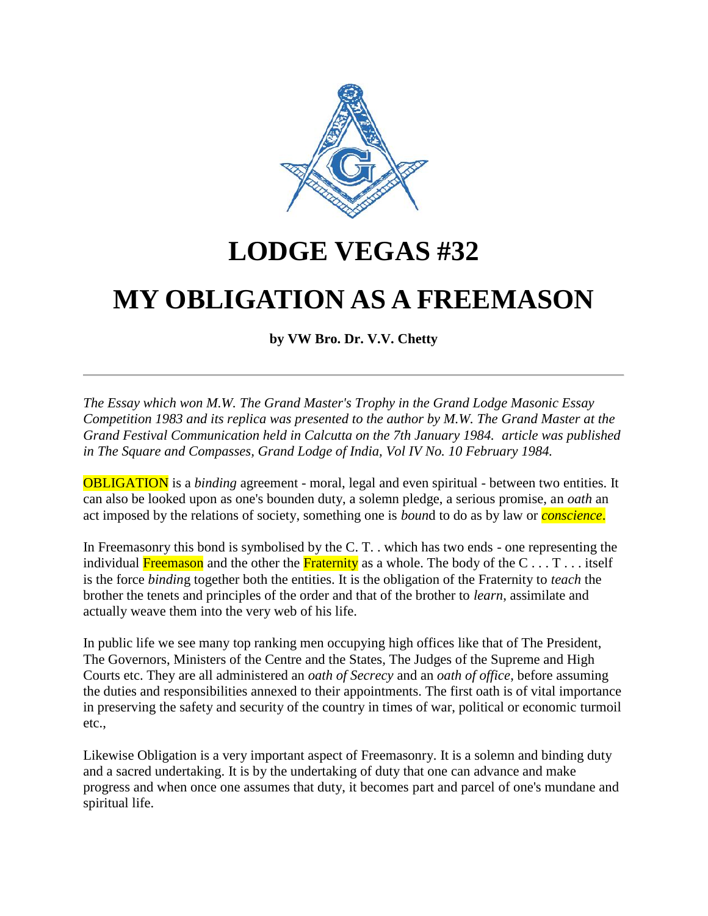# LODGE VEGAS #32

# MY OBLIGATION AS A FREEMASON

**by VW Bro. Dr. V.V. Chetty**

---

*The Essay which won M.W. The Grand Master's Trophy in the Grand Lodge Masonic Essay Competition 1983 and its replica was presented to the author by M.W. The Grand Master at the Grand Festival Communication held in Calcutta on the 7th January 1984. article was published in The Square and Compasses, Grand Lodge of India, Vol IV No. 10 February 1984.*

OBLIGATION is a *binding* agreement - moral, legal and even spiritual - between two entities. It can also be looked upon as one's bounden duty, a solemn pledge, a serious promise, an *oath* an act imposed by the relations of society, something one is *boun*d to do as by law or ***conscience***.

In Freemasonry this bond is symbolised by the C. T. . which has two ends - one representing the individual Freemason and the other the Fraternity as a whole. The body of the C . . . T . . . itself is the force *binding* together both the entities. It is the obligation of the Fraternity to *teach* the brother the tenets and principles of the order and that of the brother to *learn*, assimilate and actually weave them into the very web of his life.

In public life we see many top ranking men occupying high offices like that of The President, The Governors, Ministers of the Centre and the States, The Judges of the Supreme and High Courts etc. They are all administered an *oath of Secrecy* and an *oath of office*, before assuming the duties and responsibilities annexed to their appointments. The first oath is of vital importance in preserving the safety and security of the country in times of war, political or economic turmoil etc.,

Likewise Obligation is a very important aspect of Freemasonry. It is a solemn and binding duty and a sacred undertaking. It is by the undertaking of duty that one can advance and make progress and when once one assumes that duty, it becomes part and parcel of one's mundane and spiritual life.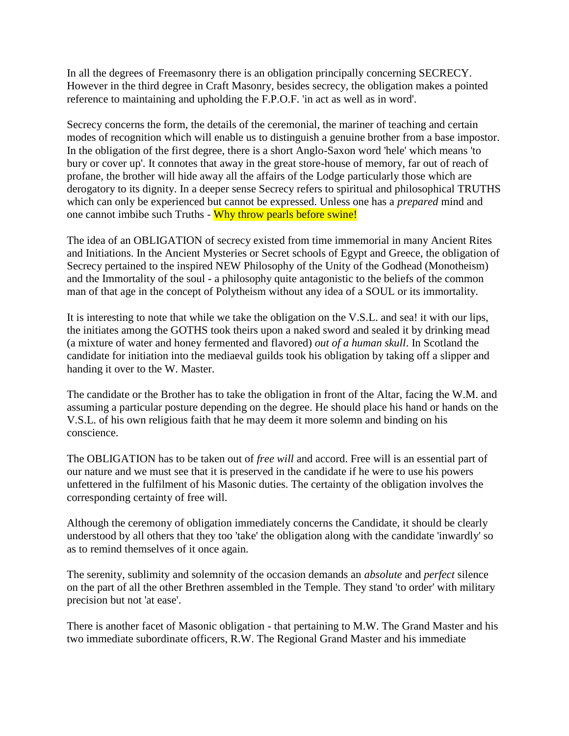In all the degrees of Freemasonry there is an obligation principally concerning SECRECY. However in the third degree in Craft Masonry, besides secrecy, the obligation makes a pointed reference to maintaining and upholding the F.P.O.F. 'in act as well as in word'.

Secrecy concerns the form, the details of the ceremonial, the mariner of teaching and certain modes of recognition which will enable us to distinguish a genuine brother from a base impostor. In the obligation of the first degree, there is a short Anglo-Saxon word 'hele' which means 'to bury or cover up'. It connotes that away in the great store-house of memory, far out of reach of profane, the brother will hide away all the affairs of the Lodge particularly those which are derogatory to its dignity. In a deeper sense Secrecy refers to spiritual and philosophical TRUTHS which can only be experienced but cannot be expressed. Unless one has a *prepared* mind and one cannot imbibe such Truths - Why throw pearls before swine!

The idea of an OBLIGATION of secrecy existed from time immemorial in many Ancient Rites and Initiations. In the Ancient Mysteries or Secret schools of Egypt and Greece, the obligation of Secrecy pertained to the inspired NEW Philosophy of the Unity of the Godhead (Monotheism) and the Immortality of the soul - a philosophy quite antagonistic to the beliefs of the common man of that age in the concept of Polytheism without any idea of a SOUL or its immortality.

It is interesting to note that while we take the obligation on the V.S.L. and sea! it with our lips, the initiates among the GOTHS took theirs upon a naked sword and sealed it by drinking mead (a mixture of water and honey fermented and flavored) *out of a human skull*. In Scotland the candidate for initiation into the mediaeval guilds took his obligation by taking off a slipper and handing it over to the W. Master.

The candidate or the Brother has to take the obligation in front of the Altar, facing the W.M. and assuming a particular posture depending on the degree. He should place his hand or hands on the V.S.L. of his own religious faith that he may deem it more solemn and binding on his conscience.

The OBLIGATION has to be taken out of *free will* and accord. Free will is an essential part of our nature and we must see that it is preserved in the candidate if he were to use his powers unfettered in the fulfilment of his Masonic duties. The certainty of the obligation involves the corresponding certainty of free will.

Although the ceremony of obligation immediately concerns the Candidate, it should be clearly understood by all others that they too 'take' the obligation along with the candidate 'inwardly' so as to remind themselves of it once again.

The serenity, sublimity and solemnity of the occasion demands an *absolute* and *perfect* silence on the part of all the other Brethren assembled in the Temple. They stand 'to order' with military precision but not 'at ease'.

There is another facet of Masonic obligation - that pertaining to M.W. The Grand Master and his two immediate subordinate officers, R.W. The Regional Grand Master and his immediate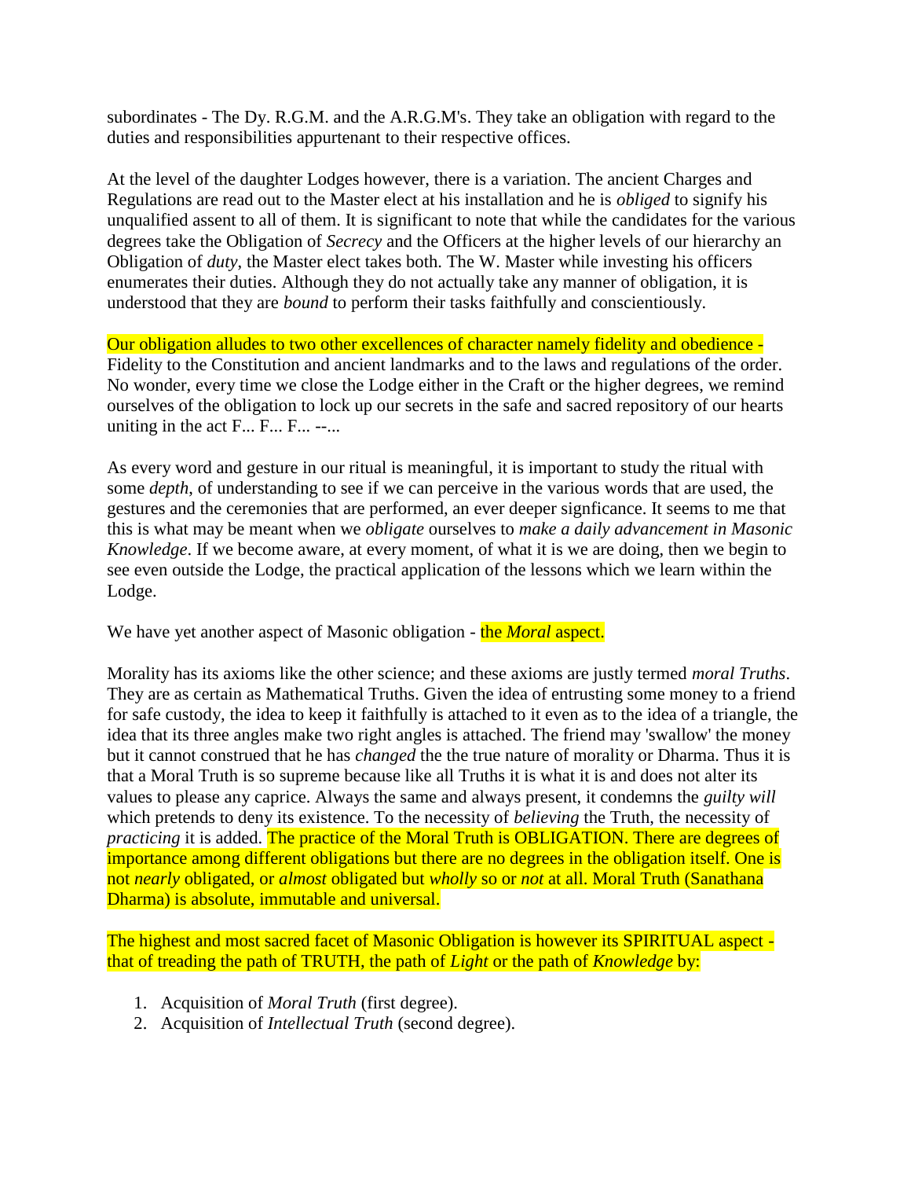subordinates - The Dy. R.G.M. and the A.R.G.M's. They take an obligation with regard to the duties and responsibilities appurtenant to their respective offices.

At the level of the daughter Lodges however, there is a variation. The ancient Charges and Regulations are read out to the Master elect at his installation and he is *obliged* to signify his unqualified assent to all of them. It is significant to note that while the candidates for the various degrees take the Obligation of *Secrecy* and the Officers at the higher levels of our hierarchy an Obligation of *duty*, the Master elect takes both. The W. Master while investing his officers enumerates their duties. Although they do not actually take any manner of obligation, it is understood that they are *bound* to perform their tasks faithfully and conscientiously.

Our obligation alludes to two other excellences of character namely fidelity and obedience - Fidelity to the Constitution and ancient landmarks and to the laws and regulations of the order. No wonder, every time we close the Lodge either in the Craft or the higher degrees, we remind ourselves of the obligation to lock up our secrets in the safe and sacred repository of our hearts uniting in the act F... F... F... --...

As every word and gesture in our ritual is meaningful, it is important to study the ritual with some *depth*, of understanding to see if we can perceive in the various words that are used, the gestures and the ceremonies that are performed, an ever deeper signficance. It seems to me that this is what may be meant when we *obligate* ourselves to *make a daily advancement in Masonic Knowledge*. If we become aware, at every moment, of what it is we are doing, then we begin to see even outside the Lodge, the practical application of the lessons which we learn within the Lodge.

We have yet another aspect of Masonic obligation - the *Moral* aspect.

Morality has its axioms like the other science; and these axioms are justly termed *moral Truths*. They are as certain as Mathematical Truths. Given the idea of entrusting some money to a friend for safe custody, the idea to keep it faithfully is attached to it even as to the idea of a triangle, the idea that its three angles make two right angles is attached. The friend may 'swallow' the money but it cannot construed that he has *changed* the the true nature of morality or Dharma. Thus it is that a Moral Truth is so supreme because like all Truths it is what it is and does not alter its values to please any caprice. Always the same and always present, it condemns the *guilty will* which pretends to deny its existence. To the necessity of *believing* the Truth, the necessity of *practicing* it is added. The practice of the Moral Truth is OBLIGATION. There are degrees of importance among different obligations but there are no degrees in the obligation itself. One is not *nearly* obligated, or *almost* obligated but *wholly* so or *not* at all. Moral Truth (Sanathana Dharma) is absolute, immutable and universal.

The highest and most sacred facet of Masonic Obligation is however its SPIRITUAL aspect - that of treading the path of TRUTH, the path of *Light* or the path of *Knowledge* by:

1. Acquisition of *Moral Truth* (first degree).
2. Acquisition of *Intellectual Truth* (second degree).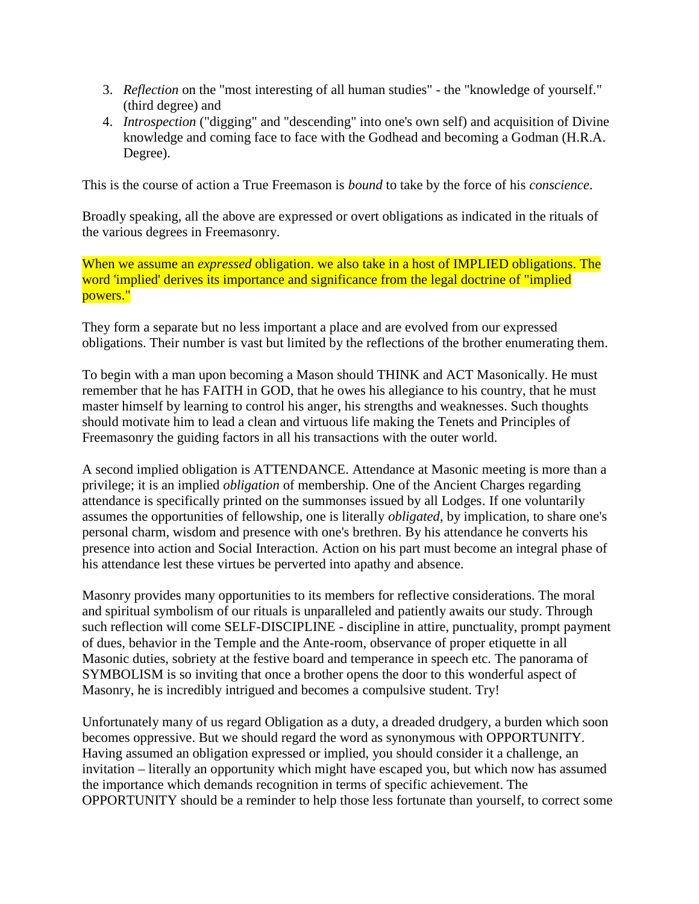3. *Reflection* on the "most interesting of all human studies" - the "knowledge of yourself." (third degree) and
4. *Introspection* ("digging" and "descending" into one's own self) and acquisition of Divine knowledge and coming face to face with the Godhead and becoming a Godman (H.R.A. Degree).

This is the course of action a True Freemason is *bound* to take by the force of his *conscience*.

Broadly speaking, all the above are expressed or overt obligations as indicated in the rituals of the various degrees in Freemasonry.

When we assume an *expressed* obligation. we also take in a host of IMPLIED obligations. The word 'implied' derives its importance and significance from the legal doctrine of "implied powers."

They form a separate but no less important a place and are evolved from our expressed obligations. Their number is vast but limited by the reflections of the brother enumerating them.

To begin with a man upon becoming a Mason should THINK and ACT Masonically. He must remember that he has FAITH in GOD, that he owes his allegiance to his country, that he must master himself by learning to control his anger, his strengths and weaknesses. Such thoughts should motivate him to lead a clean and virtuous life making the Tenets and Principles of Freemasonry the guiding factors in all his transactions with the outer world.

A second implied obligation is ATTENDANCE. Attendance at Masonic meeting is more than a privilege; it is an implied *obligation* of membership. One of the Ancient Charges regarding attendance is specifically printed on the summonses issued by all Lodges. If one voluntarily assumes the opportunities of fellowship, one is literally *obligated*, by implication, to share one's personal charm, wisdom and presence with one's brethren. By his attendance he converts his presence into action and Social Interaction. Action on his part must become an integral phase of his attendance lest these virtues be perverted into apathy and absence.

Masonry provides many opportunities to its members for reflective considerations. The moral and spiritual symbolism of our rituals is unparalleled and patiently awaits our study. Through such reflection will come SELF-DISCIPLINE - discipline in attire, punctuality, prompt payment of dues, behavior in the Temple and the Ante-room, observance of proper etiquette in all Masonic duties, sobriety at the festive board and temperance in speech etc. The panorama of SYMBOLISM is so inviting that once a brother opens the door to this wonderful aspect of Masonry, he is incredibly intrigued and becomes a compulsive student. Try!

Unfortunately many of us regard Obligation as a duty, a dreaded drudgery, a burden which soon becomes oppressive. But we should regard the word as synonymous with OPPORTUNITY. Having assumed an obligation expressed or implied, you should consider it a challenge, an invitation – literally an opportunity which might have escaped you, but which now has assumed the importance which demands recognition in terms of specific achievement. The OPPORTUNITY should be a reminder to help those less fortunate than yourself, to correct some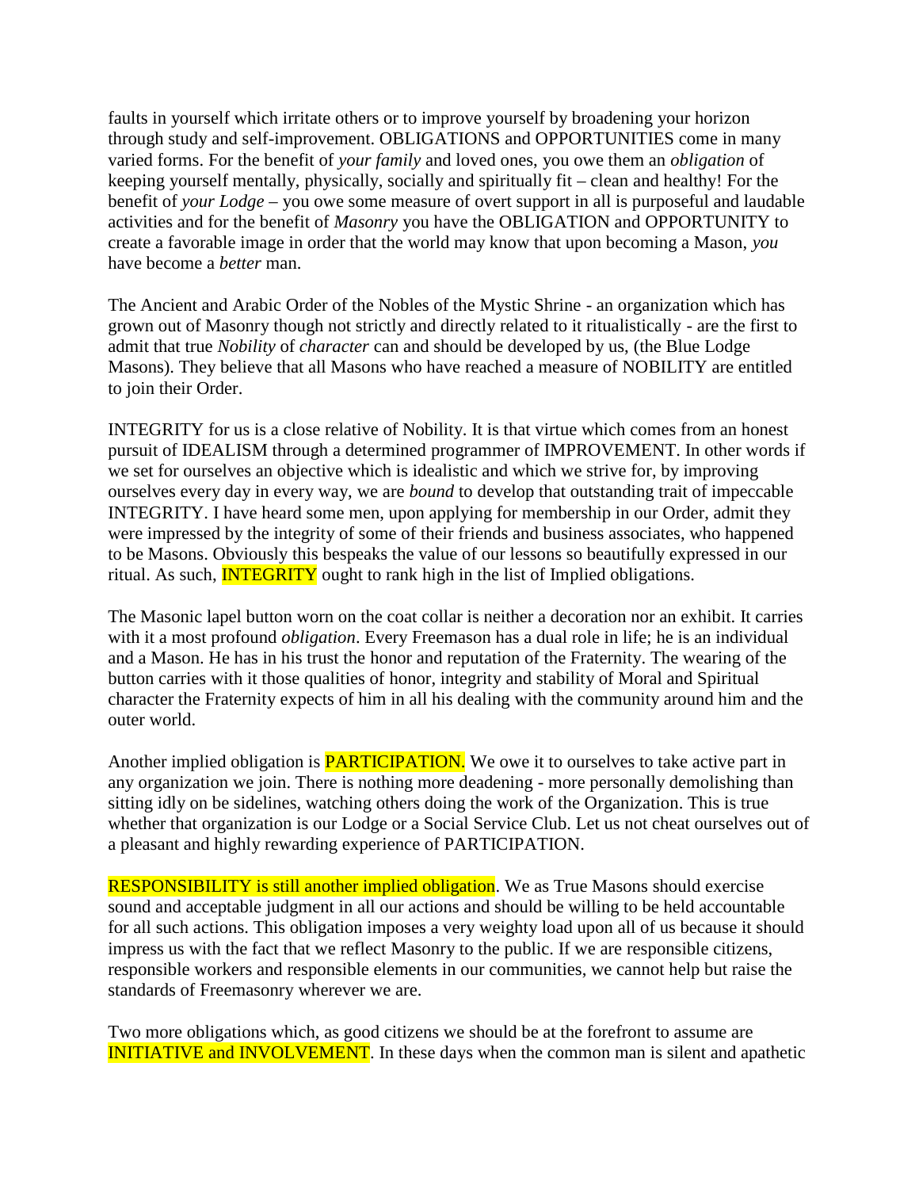faults in yourself which irritate others or to improve yourself by broadening your horizon through study and self-improvement. OBLIGATIONS and OPPORTUNITIES come in many varied forms. For the benefit of *your family* and loved ones, you owe them an *obligation* of keeping yourself mentally, physically, socially and spiritually fit – clean and healthy! For the benefit of *your Lodge* – you owe some measure of overt support in all is purposeful and laudable activities and for the benefit of *Masonry* you have the OBLIGATION and OPPORTUNITY to create a favorable image in order that the world may know that upon becoming a Mason, *you* have become a *better* man.

The Ancient and Arabic Order of the Nobles of the Mystic Shrine - an organization which has grown out of Masonry though not strictly and directly related to it ritualistically - are the first to admit that true *Nobility* of *character* can and should be developed by us, (the Blue Lodge Masons). They believe that all Masons who have reached a measure of NOBILITY are entitled to join their Order.

INTEGRITY for us is a close relative of Nobility. It is that virtue which comes from an honest pursuit of IDEALISM through a determined programmer of IMPROVEMENT. In other words if we set for ourselves an objective which is idealistic and which we strive for, by improving ourselves every day in every way, we are *bound* to develop that outstanding trait of impeccable INTEGRITY. I have heard some men, upon applying for membership in our Order, admit they were impressed by the integrity of some of their friends and business associates, who happened to be Masons. Obviously this bespeaks the value of our lessons so beautifully expressed in our ritual. As such, INTEGRITY ought to rank high in the list of Implied obligations.

The Masonic lapel button worn on the coat collar is neither a decoration nor an exhibit. It carries with it a most profound *obligation*. Every Freemason has a dual role in life; he is an individual and a Mason. He has in his trust the honor and reputation of the Fraternity. The wearing of the button carries with it those qualities of honor, integrity and stability of Moral and Spiritual character the Fraternity expects of him in all his dealing with the community around him and the outer world.

Another implied obligation is PARTICIPATION. We owe it to ourselves to take active part in any organization we join. There is nothing more deadening - more personally demolishing than sitting idly on be sidelines, watching others doing the work of the Organization. This is true whether that organization is our Lodge or a Social Service Club. Let us not cheat ourselves out of a pleasant and highly rewarding experience of PARTICIPATION.

RESPONSIBILITY is still another implied obligation. We as True Masons should exercise sound and acceptable judgment in all our actions and should be willing to be held accountable for all such actions. This obligation imposes a very weighty load upon all of us because it should impress us with the fact that we reflect Masonry to the public. If we are responsible citizens, responsible workers and responsible elements in our communities, we cannot help but raise the standards of Freemasonry wherever we are.

Two more obligations which, as good citizens we should be at the forefront to assume are INITIATIVE and INVOLVEMENT. In these days when the common man is silent and apathetic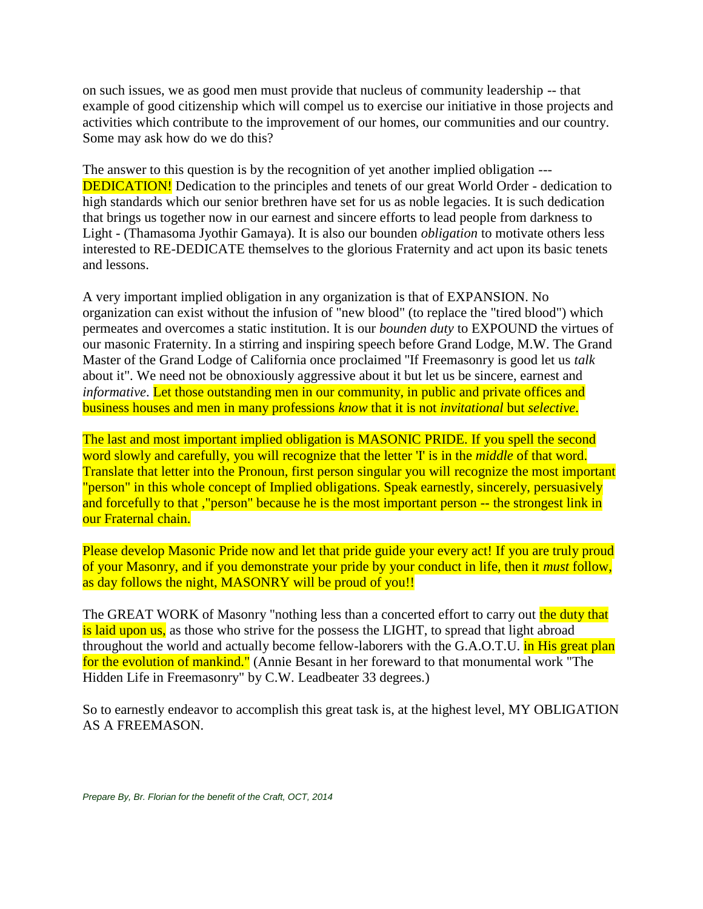on such issues, we as good men must provide that nucleus of community leadership -- that example of good citizenship which will compel us to exercise our initiative in those projects and activities which contribute to the improvement of our homes, our communities and our country. Some may ask how do we do this?

The answer to this question is by the recognition of yet another implied obligation --- DEDICATION! Dedication to the principles and tenets of our great World Order - dedication to high standards which our senior brethren have set for us as noble legacies. It is such dedication that brings us together now in our earnest and sincere efforts to lead people from darkness to Light - (Thamasoma Jyothir Gamaya). It is also our bounden *obligation* to motivate others less interested to RE-DEDICATE themselves to the glorious Fraternity and act upon its basic tenets and lessons.

A very important implied obligation in any organization is that of EXPANSION. No organization can exist without the infusion of "new blood" (to replace the "tired blood") which permeates and overcomes a static institution. It is our *bounden duty* to EXPOUND the virtues of our masonic Fraternity. In a stirring and inspiring speech before Grand Lodge, M.W. The Grand Master of the Grand Lodge of California once proclaimed "If Freemasonry is good let us *talk* about it". We need not be obnoxiously aggressive about it but let us be sincere, earnest and *informative*. Let those outstanding men in our community, in public and private offices and business houses and men in many professions *know* that it is not *invitational* but *selective*.

The last and most important implied obligation is MASONIC PRIDE. If you spell the second word slowly and carefully, you will recognize that the letter 'I' is in the *middle* of that word. Translate that letter into the Pronoun, first person singular you will recognize the most important "person" in this whole concept of Implied obligations. Speak earnestly, sincerely, persuasively and forcefully to that ,"person" because he is the most important person -- the strongest link in our Fraternal chain.

Please develop Masonic Pride now and let that pride guide your every act! If you are truly proud of your Masonry, and if you demonstrate your pride by your conduct in life, then it *must* follow, as day follows the night, MASONRY will be proud of you!!

The GREAT WORK of Masonry "nothing less than a concerted effort to carry out the duty that is laid upon us, as those who strive for the possess the LIGHT, to spread that light abroad throughout the world and actually become fellow-laborers with the G.A.O.T.U. in His great plan for the evolution of mankind." (Annie Besant in her foreward to that monumental work "The Hidden Life in Freemasonry" by C.W. Leadbeater 33 degrees.)

So to earnestly endeavor to accomplish this great task is, at the highest level, MY OBLIGATION AS A FREEMASON.

*Prepare By, Br. Florian for the benefit of the Craft, OCT, 2014*